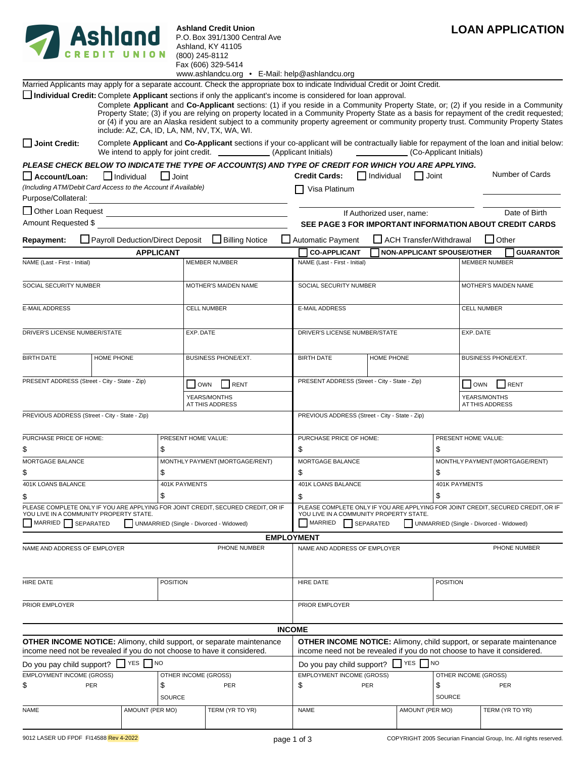**Ashland Credit Union**
P.O. Box 391/1300 Central Ave
Ashland, KY 41105
(800) 245-8112
Fax (606) 329-5414
www.ashlandcu.org • E-Mail: help@ashlandcu.org

# LOAN APPLICATION

Married Applicants may apply for a separate account. Check the appropriate box to indicate Individual Credit or Joint Credit.

☐ **Individual Credit:** Complete **Applicant** sections if only the applicant's income is considered for loan approval.
Complete **Applicant** and **Co-Applicant** sections: (1) if you reside in a Community Property State, or; (2) if you reside in a Community Property State; (3) if you are relying on property located in a Community Property State as a basis for repayment of the credit requested; or (4) if you are an Alaska resident subject to a community property agreement or community property trust. Community Property States include: AZ, CA, ID, LA, NM, NV, TX, WA, WI.

☐ **Joint Credit:** Complete **Applicant** and **Co-Applicant** sections if your co-applicant will be contractually liable for repayment of the loan and initial below:
We intend to apply for joint credit. ____________ (Applicant Initials) ____________ (Co-Applicant Initials)

***PLEASE CHECK BELOW TO INDICATE THE TYPE OF ACCOUNT(S) AND TYPE OF CREDIT FOR WHICH YOU ARE APPLYING.***

☐ **Account/Loan:** ☐ Individual ☐ Joint
*(Including ATM/Debit Card Access to the Account if Available)*
Purpose/Collateral: ____________________

☐ Other Loan Request ____________________
Amount Requested $ ____________________

**Credit Cards:** ☐ Individual ☐ Joint — Number of Cards ________
☐ Visa Platinum

If Authorized user, name: ____________ Date of Birth ____________

**SEE PAGE 3 FOR IMPORTANT INFORMATION ABOUT CREDIT CARDS**

**Repayment:** ☐ Payroll Deduction/Direct Deposit ☐ Billing Notice ☐ Automatic Payment ☐ ACH Transfer/Withdrawal ☐ Other

| **APPLICANT** | | **☐ CO-APPLICANT ☐ NON-APPLICANT SPOUSE/OTHER ☐ GUARANTOR** | |
|---|---|---|---|
| NAME (Last - First - Initial) | MEMBER NUMBER | NAME (Last - First - Initial) | MEMBER NUMBER |
| SOCIAL SECURITY NUMBER | MOTHER'S MAIDEN NAME | SOCIAL SECURITY NUMBER | MOTHER'S MAIDEN NAME |
| E-MAIL ADDRESS | CELL NUMBER | E-MAIL ADDRESS | CELL NUMBER |
| DRIVER'S LICENSE NUMBER/STATE | EXP. DATE | DRIVER'S LICENSE NUMBER/STATE | EXP. DATE |
| BIRTH DATE / HOME PHONE | BUSINESS PHONE/EXT. | BIRTH DATE / HOME PHONE | BUSINESS PHONE/EXT. |
| PRESENT ADDRESS (Street - City - State - Zip) | ☐ OWN ☐ RENT<br>YEARS/MONTHS AT THIS ADDRESS | PRESENT ADDRESS (Street - City - State - Zip) | ☐ OWN ☐ RENT<br>YEARS/MONTHS AT THIS ADDRESS |
| PREVIOUS ADDRESS (Street - City - State - Zip) | | PREVIOUS ADDRESS (Street - City - State - Zip) | |
| PURCHASE PRICE OF HOME:<br>$ | PRESENT HOME VALUE:<br>$ | PURCHASE PRICE OF HOME:<br>$ | PRESENT HOME VALUE:<br>$ |
| MORTGAGE BALANCE<br>$ | MONTHLY PAYMENT (MORTGAGE/RENT)<br>$ | MORTGAGE BALANCE<br>$ | MONTHLY PAYMENT (MORTGAGE/RENT)<br>$ |
| 401K LOANS BALANCE<br>$ | 401K PAYMENTS<br>$ | 401K LOANS BALANCE<br>$ | 401K PAYMENTS<br>$ |
| PLEASE COMPLETE ONLY IF YOU ARE APPLYING FOR JOINT CREDIT, SECURED CREDIT, OR IF YOU LIVE IN A COMMUNITY PROPERTY STATE.<br>☐ MARRIED ☐ SEPARATED ☐ UNMARRIED (Single - Divorced - Widowed) | | PLEASE COMPLETE ONLY IF YOU ARE APPLYING FOR JOINT CREDIT, SECURED CREDIT, OR IF YOU LIVE IN A COMMUNITY PROPERTY STATE.<br>☐ MARRIED ☐ SEPARATED ☐ UNMARRIED (Single - Divorced - Widowed) | |

## EMPLOYMENT

| Applicant | | Co-Applicant | |
|---|---|---|---|
| NAME AND ADDRESS OF EMPLOYER | PHONE NUMBER | NAME AND ADDRESS OF EMPLOYER | PHONE NUMBER |
| HIRE DATE | POSITION | HIRE DATE | POSITION |
| PRIOR EMPLOYER | | PRIOR EMPLOYER | |

## INCOME

| Applicant | | Co-Applicant | |
|---|---|---|---|
| **OTHER INCOME NOTICE:** Alimony, child support, or separate maintenance income need not be revealed if you do not choose to have it considered. | | **OTHER INCOME NOTICE:** Alimony, child support, or separate maintenance income need not be revealed if you do not choose to have it considered. | |
| Do you pay child support? ☐ YES ☐ NO | | Do you pay child support? ☐ YES ☐ NO | |
| EMPLOYMENT INCOME (GROSS)<br>$ PER | OTHER INCOME (GROSS)<br>$ PER<br>SOURCE | EMPLOYMENT INCOME (GROSS)<br>$ PER | OTHER INCOME (GROSS)<br>$ PER<br>SOURCE |
| NAME / AMOUNT (PER MO) | TERM (YR TO YR) | NAME / AMOUNT (PER MO) | TERM (YR TO YR) |

9012 LASER UD FPDF FI14588 Rev 4-2022

COPYRIGHT 2005 Securian Financial Group, Inc. All rights reserved.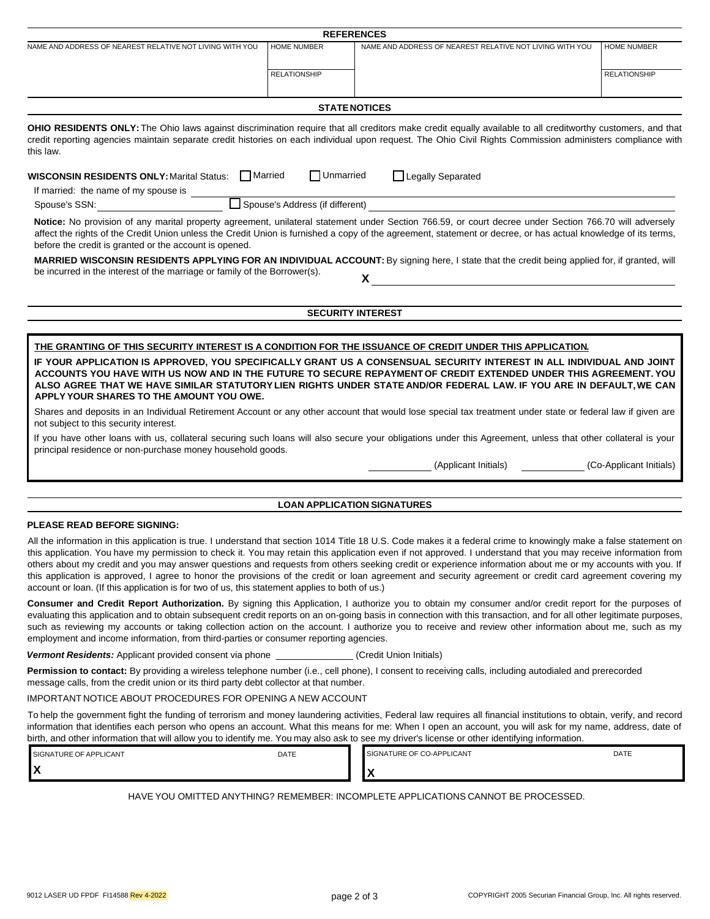## REFERENCES

| NAME AND ADDRESS OF NEAREST RELATIVE NOT LIVING WITH YOU | HOME NUMBER | NAME AND ADDRESS OF NEAREST RELATIVE NOT LIVING WITH YOU | HOME NUMBER |
|---|---|---|---|
| | RELATIONSHIP | | RELATIONSHIP |

## STATE NOTICES

**OHIO RESIDENTS ONLY:** The Ohio laws against discrimination require that all creditors make credit equally available to all creditworthy customers, and that credit reporting agencies maintain separate credit histories on each individual upon request. The Ohio Civil Rights Commission administers compliance with this law.

**WISCONSIN RESIDENTS ONLY:** Marital Status: ☐ Married ☐ Unmarried ☐ Legally Separated

If married: the name of my spouse is ______________________________

Spouse's SSN: ____________________ ☐ Spouse's Address (if different) ______________________________

**Notice:** No provision of any marital property agreement, unilateral statement under Section 766.59, or court decree under Section 766.70 will adversely affect the rights of the Credit Union unless the Credit Union is furnished a copy of the agreement, statement or decree, or has actual knowledge of its terms, before the credit is granted or the account is opened.

**MARRIED WISCONSIN RESIDENTS APPLYING FOR AN INDIVIDUAL ACCOUNT:** By signing here, I state that the credit being applied for, if granted, will be incurred in the interest of the marriage or family of the Borrower(s).

**X** ______________________________

## SECURITY INTEREST

**THE GRANTING OF THIS SECURITY INTEREST IS A CONDITION FOR THE ISSUANCE OF CREDIT UNDER THIS APPLICATION.**

**IF YOUR APPLICATION IS APPROVED, YOU SPECIFICALLY GRANT US A CONSENSUAL SECURITY INTEREST IN ALL INDIVIDUAL AND JOINT ACCOUNTS YOU HAVE WITH US NOW AND IN THE FUTURE TO SECURE REPAYMENT OF CREDIT EXTENDED UNDER THIS AGREEMENT. YOU ALSO AGREE THAT WE HAVE SIMILAR STATUTORY LIEN RIGHTS UNDER STATE AND/OR FEDERAL LAW. IF YOU ARE IN DEFAULT, WE CAN APPLY YOUR SHARES TO THE AMOUNT YOU OWE.**

Shares and deposits in an Individual Retirement Account or any other account that would lose special tax treatment under state or federal law if given are not subject to this security interest.

If you have other loans with us, collateral securing such loans will also secure your obligations under this Agreement, unless that other collateral is your principal residence or non-purchase money household goods.

__________ (Applicant Initials) __________ (Co-Applicant Initials)

## LOAN APPLICATION SIGNATURES

**PLEASE READ BEFORE SIGNING:**

All the information in this application is true. I understand that section 1014 Title 18 U.S. Code makes it a federal crime to knowingly make a false statement on this application. You have my permission to check it. You may retain this application even if not approved. I understand that you may receive information from others about my credit and you may answer questions and requests from others seeking credit or experience information about me or my accounts with you. If this application is approved, I agree to honor the provisions of the credit or loan agreement and security agreement or credit card agreement covering my account or loan. (If this application is for two of us, this statement applies to both of us.)

**Consumer and Credit Report Authorization.** By signing this Application, I authorize you to obtain my consumer and/or credit report for the purposes of evaluating this application and to obtain subsequent credit reports on an on-going basis in connection with this transaction, and for all other legitimate purposes, such as reviewing my accounts or taking collection action on the account. I authorize you to receive and review other information about me, such as my employment and income information, from third-parties or consumer reporting agencies.

***Vermont Residents:*** Applicant provided consent via phone __________ (Credit Union Initials)

**Permission to contact:** By providing a wireless telephone number (i.e., cell phone), I consent to receiving calls, including autodialed and prerecorded message calls, from the credit union or its third party debt collector at that number.

IMPORTANT NOTICE ABOUT PROCEDURES FOR OPENING A NEW ACCOUNT

To help the government fight the funding of terrorism and money laundering activities, Federal law requires all financial institutions to obtain, verify, and record information that identifies each person who opens an account. What this means for me: When I open an account, you will ask for my name, address, date of birth, and other information that will allow you to identify me. You may also ask to see my driver's license or other identifying information.

| SIGNATURE OF APPLICANT | DATE | SIGNATURE OF CO-APPLICANT | DATE |
|---|---|---|---|
| **X** | | **X** | |

HAVE YOU OMITTED ANYTHING? REMEMBER: INCOMPLETE APPLICATIONS CANNOT BE PROCESSED.

9012 LASER UD FPDF FI14588 Rev 4-2022

COPYRIGHT 2005 Securian Financial Group, Inc. All rights reserved.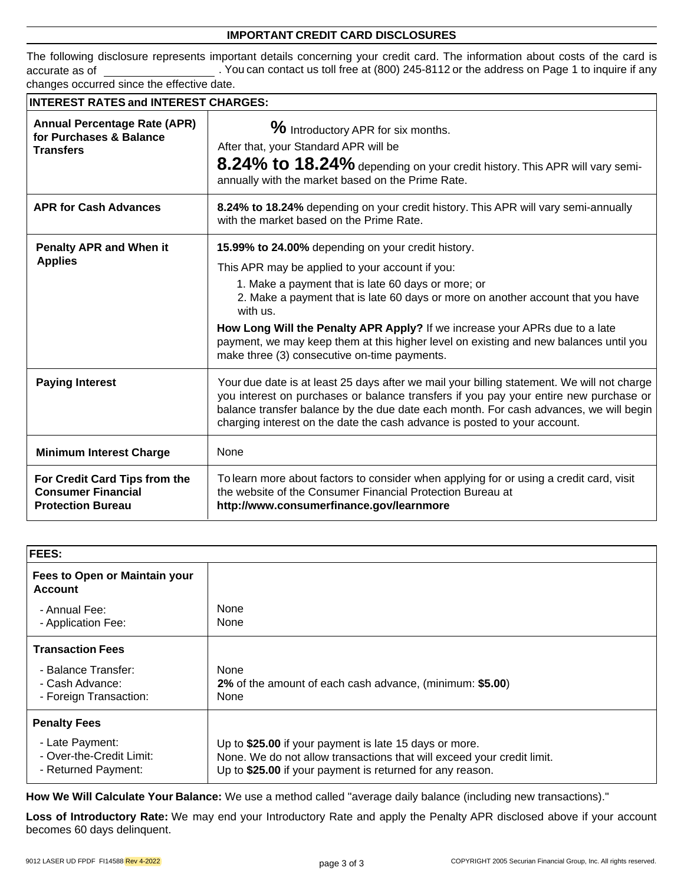## IMPORTANT CREDIT CARD DISCLOSURES

The following disclosure represents important details concerning your credit card. The information about costs of the card is accurate as of \_\_\_\_\_\_\_\_\_\_\_\_\_\_\_\_\_\_ . You can contact us toll free at (800) 245-8112 or the address on Page 1 to inquire if any changes occurred since the effective date.

| INTEREST RATES and INTEREST CHARGES: | |
|---|---|
| **Annual Percentage Rate (APR) for Purchases & Balance Transfers** | **%** Introductory APR for six months.<br>After that, your Standard APR will be<br>**8.24% to 18.24%** depending on your credit history. This APR will vary semi-annually with the market based on the Prime Rate. |
| **APR for Cash Advances** | **8.24% to 18.24%** depending on your credit history. This APR will vary semi-annually with the market based on the Prime Rate. |
| **Penalty APR and When it Applies** | **15.99% to 24.00%** depending on your credit history.<br>This APR may be applied to your account if you:<br>1. Make a payment that is late 60 days or more; or<br>2. Make a payment that is late 60 days or more on another account that you have with us.<br>**How Long Will the Penalty APR Apply?** If we increase your APRs due to a late payment, we may keep them at this higher level on existing and new balances until you make three (3) consecutive on-time payments. |
| **Paying Interest** | Your due date is at least 25 days after we mail your billing statement. We will not charge you interest on purchases or balance transfers if you pay your entire new purchase or balance transfer balance by the due date each month. For cash advances, we will begin charging interest on the date the cash advance is posted to your account. |
| **Minimum Interest Charge** | None |
| **For Credit Card Tips from the Consumer Financial Protection Bureau** | To learn more about factors to consider when applying for or using a credit card, visit the website of the Consumer Financial Protection Bureau at **http://www.consumerfinance.gov/learnmore** |

| FEES: | |
|---|---|
| **Fees to Open or Maintain your Account** | |
| - Annual Fee:<br>- Application Fee: | None<br>None |
| **Transaction Fees** | |
| - Balance Transfer:<br>- Cash Advance:<br>- Foreign Transaction: | None<br>**2%** of the amount of each cash advance, (minimum: **$5.00**)<br>None |
| **Penalty Fees** | |
| - Late Payment:<br>- Over-the-Credit Limit:<br>- Returned Payment: | Up to **$25.00** if your payment is late 15 days or more.<br>None. We do not allow transactions that will exceed your credit limit.<br>Up to **$25.00** if your payment is returned for any reason. |

**How We Will Calculate Your Balance:** We use a method called "average daily balance (including new transactions)."

**Loss of Introductory Rate:** We may end your Introductory Rate and apply the Penalty APR disclosed above if your account becomes 60 days delinquent.

9012 LASER UD FPDF FI14588 Rev 4-2022

COPYRIGHT 2005 Securian Financial Group, Inc. All rights reserved.